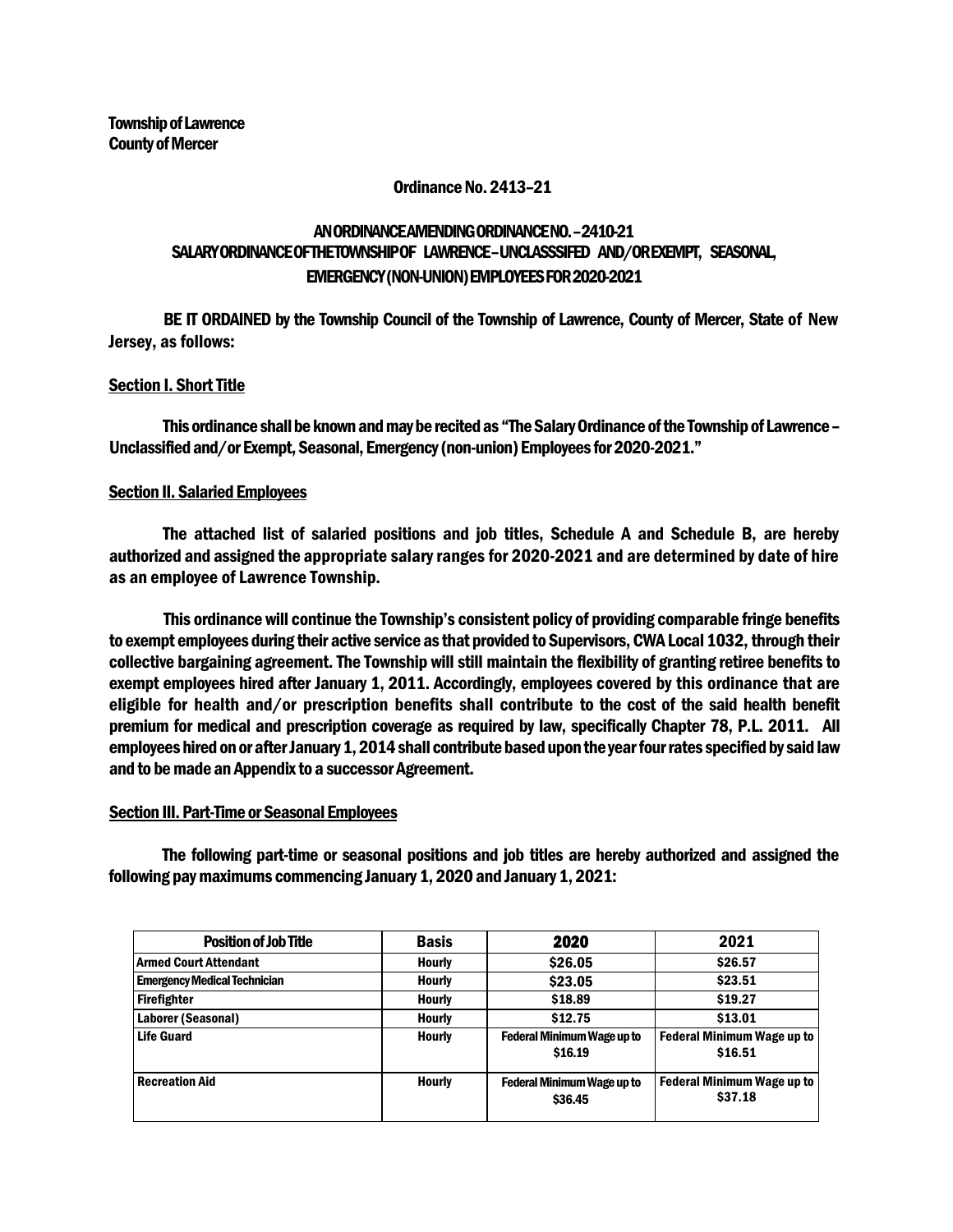**Township of Lawrence**
**County of Mercer**

**Ordinance No. 2413–21**

**AN ORDINANCE AMENDING ORDINANCE NO. –2410-21**
**SALARY ORDINANCE OF THE TOWNSHIP OF LAWRENCE – UNCLASSSIFED AND/OR EXEMPT, SEASONAL, EMERGENCY (NON-UNION) EMPLOYEES FOR 2020-2021**

BE IT ORDAINED by the Township Council of the Township of Lawrence, County of Mercer, State of New Jersey, as follows:

## Section I. Short Title

This ordinance shall be known and may be recited as "The Salary Ordinance of the Township of Lawrence – Unclassified and/or Exempt, Seasonal, Emergency (non-union) Employees for 2020-2021."

## Section II. Salaried Employees

The attached list of salaried positions and job titles, Schedule A and Schedule B, are hereby authorized and assigned the appropriate salary ranges for 2020-2021 and are determined by date of hire as an employee of Lawrence Township.

This ordinance will continue the Township's consistent policy of providing comparable fringe benefits to exempt employees during their active service as that provided to Supervisors, CWA Local 1032, through their collective bargaining agreement. The Township will still maintain the flexibility of granting retiree benefits to exempt employees hired after January 1, 2011. Accordingly, employees covered by this ordinance that are eligible for health and/or prescription benefits shall contribute to the cost of the said health benefit premium for medical and prescription coverage as required by law, specifically Chapter 78, P.L. 2011. All employees hired on or after January 1, 2014 shall contribute based upon the year four rates specified by said law and to be made an Appendix to a successor Agreement.

## Section III. Part-Time or Seasonal Employees

The following part-time or seasonal positions and job titles are hereby authorized and assigned the following pay maximums commencing January 1, 2020 and January 1, 2021:

| Position of Job Title | Basis | 2020 | 2021 |
|---|---|---|---|
| Armed Court Attendant | Hourly | $26.05 | $26.57 |
| Emergency Medical Technician | Hourly | $23.05 | $23.51 |
| Firefighter | Hourly | $18.89 | $19.27 |
| Laborer (Seasonal) | Hourly | $12.75 | $13.01 |
| Life Guard | Hourly | Federal Minimum Wage up to $16.19 | Federal Minimum Wage up to $16.51 |
| Recreation Aid | Hourly | Federal Minimum Wage up to $36.45 | Federal Minimum Wage up to $37.18 |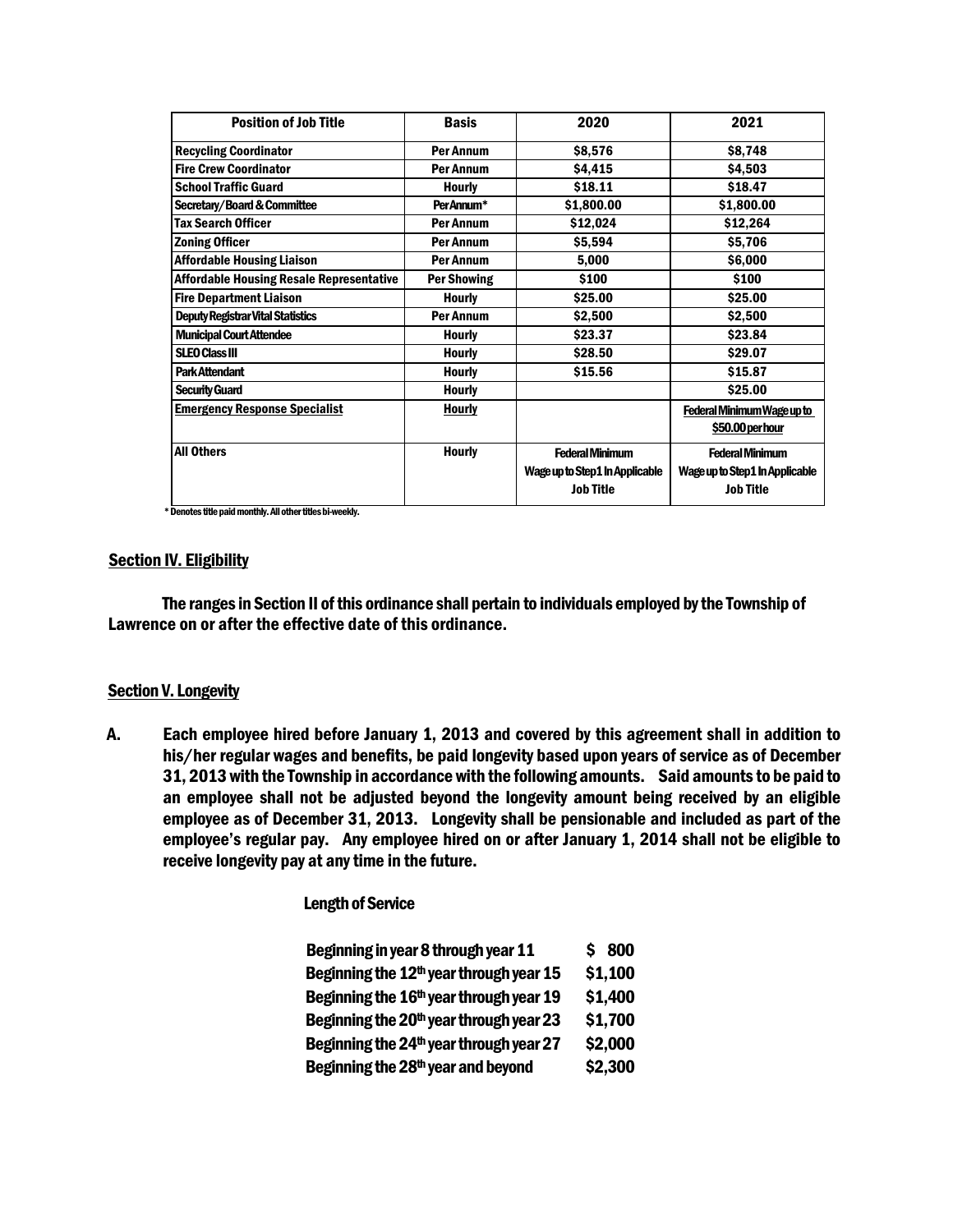| Position of Job Title | Basis | 2020 | 2021 |
|---|---|---|---|
| Recycling Coordinator | Per Annum | $8,576 | $8,748 |
| Fire Crew Coordinator | Per Annum | $4,415 | $4,503 |
| School Traffic Guard | Hourly | $18.11 | $18.47 |
| Secretary/Board & Committee | Per Annum* | $1,800.00 | $1,800.00 |
| Tax Search Officer | Per Annum | $12,024 | $12,264 |
| Zoning Officer | Per Annum | $5,594 | $5,706 |
| Affordable Housing Liaison | Per Annum | 5,000 | $6,000 |
| Affordable Housing Resale Representative | Per Showing | $100 | $100 |
| Fire Department Liaison | Hourly | $25.00 | $25.00 |
| Deputy Registrar Vital Statistics | Per Annum | $2,500 | $2,500 |
| Municipal Court Attendee | Hourly | $23.37 | $23.84 |
| SLEO Class III | Hourly | $28.50 | $29.07 |
| Park Attendant | Hourly | $15.56 | $15.87 |
| Security Guard | Hourly | | $25.00 |
| Emergency Response Specialist | Hourly | | Federal Minimum Wage up to $50.00 per hour |
| All Others | Hourly | Federal Minimum Wage up to Step 1 In Applicable Job Title | Federal Minimum Wage up to Step 1 In Applicable Job Title |

\* Denotes title paid monthly. All other titles bi-weekly.

## Section IV. Eligibility

The ranges in Section II of this ordinance shall pertain to individuals employed by the Township of Lawrence on or after the effective date of this ordinance.

## Section V. Longevity

A. Each employee hired before January 1, 2013 and covered by this agreement shall in addition to his/her regular wages and benefits, be paid longevity based upon years of service as of December 31, 2013 with the Township in accordance with the following amounts. Said amounts to be paid to an employee shall not be adjusted beyond the longevity amount being received by an eligible employee as of December 31, 2013. Longevity shall be pensionable and included as part of the employee's regular pay. Any employee hired on or after January 1, 2014 shall not be eligible to receive longevity pay at any time in the future.

Length of Service

| | |
|---|---|
| Beginning in year 8 through year 11 | $ 800 |
| Beginning the 12th year through year 15 | $1,100 |
| Beginning the 16th year through year 19 | $1,400 |
| Beginning the 20th year through year 23 | $1,700 |
| Beginning the 24th year through year 27 | $2,000 |
| Beginning the 28th year and beyond | $2,300 |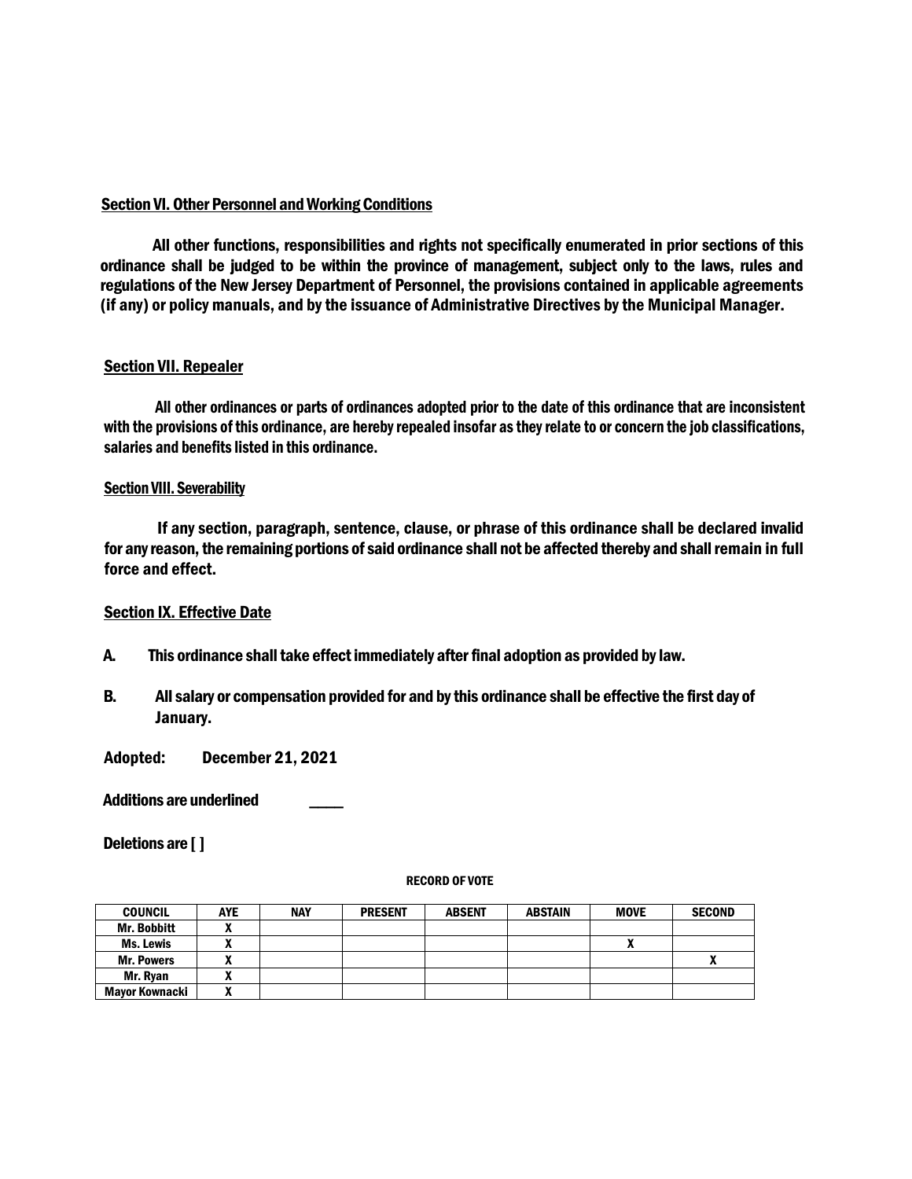<u>Section VI. Other Personnel and Working Conditions</u>

**All other functions, responsibilities and rights not specifically enumerated in prior sections of this ordinance shall be judged to be within the province of management, subject only to the laws, rules and regulations of the New Jersey Department of Personnel, the provisions contained in applicable agreements (if any) or policy manuals, and by the issuance of Administrative Directives by the Municipal Manager.**

<u>Section VII. Repealer</u>

**All other ordinances or parts of ordinances adopted prior to the date of this ordinance that are inconsistent with the provisions of this ordinance, are hereby repealed insofar as they relate to or concern the job classifications, salaries and benefits listed in this ordinance.**

<u>Section VIII. Severability</u>

**If any section, paragraph, sentence, clause, or phrase of this ordinance shall be declared invalid for any reason, the remaining portions of said ordinance shall not be affected thereby and shall remain in full force and effect.**

<u>Section IX. Effective Date</u>

**A. This ordinance shall take effect immediately after final adoption as provided by law.**

**B. All salary or compensation provided for and by this ordinance shall be effective the first day of January.**

**Adopted: December 21, 2021**

**Additions are underlined ____**

**Deletions are [ ]**

**RECORD OF VOTE**

| COUNCIL | AYE | NAY | PRESENT | ABSENT | ABSTAIN | MOVE | SECOND |
|---|---|---|---|---|---|---|---|
| Mr. Bobbitt | X | | | | | | |
| Ms. Lewis | X | | | | | X | |
| Mr. Powers | X | | | | | | X |
| Mr. Ryan | X | | | | | | |
| Mayor Kownacki | X | | | | | | |